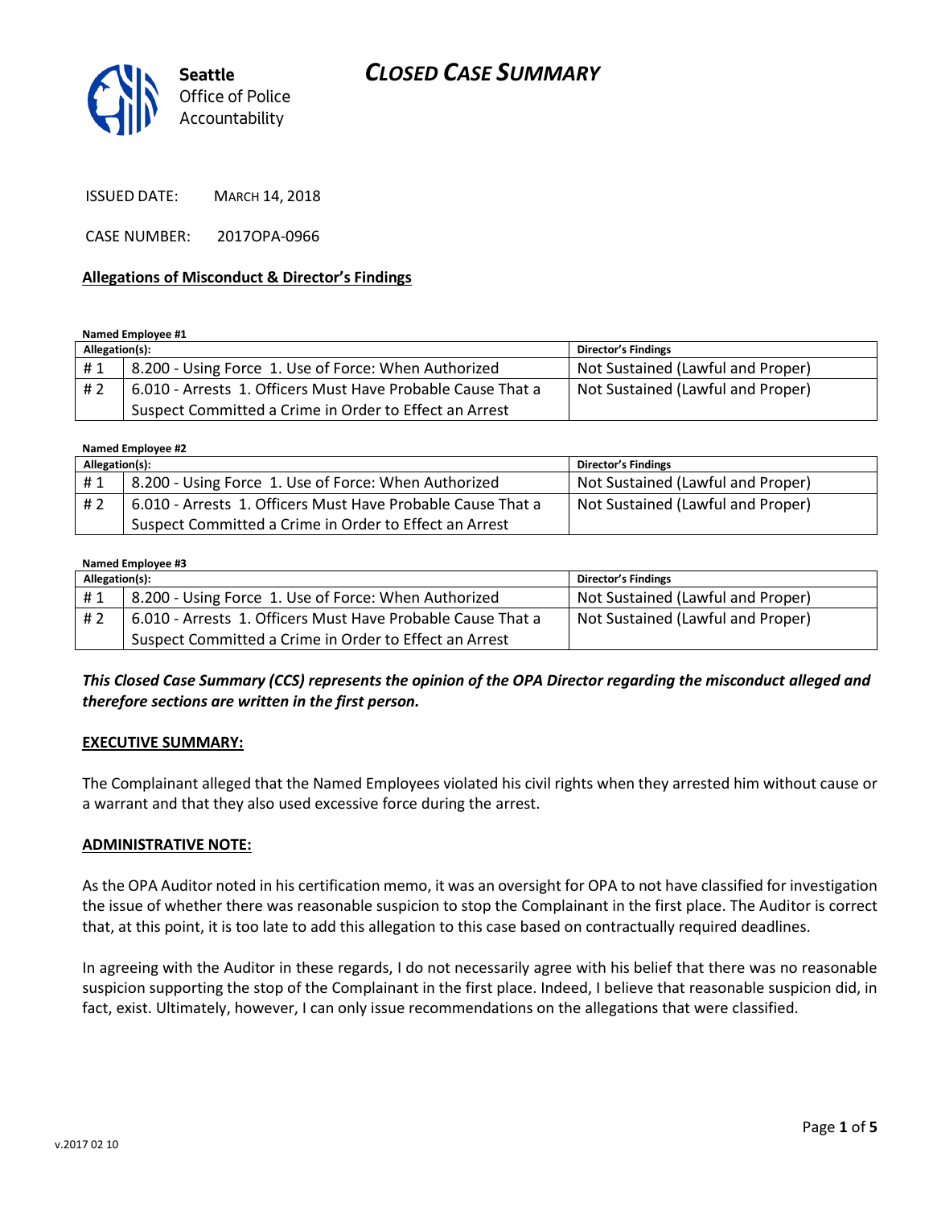Seattle Office of Police Accountability

# CLOSED CASE SUMMARY

ISSUED DATE: MARCH 14, 2018

CASE NUMBER: 2017OPA-0966

**Allegations of Misconduct & Director's Findings**

**Named Employee #1**

| Allegation(s): | | Director's Findings |
|---|---|---|
| # 1 | 8.200 - Using Force 1. Use of Force: When Authorized | Not Sustained (Lawful and Proper) |
| # 2 | 6.010 - Arrests 1. Officers Must Have Probable Cause That a Suspect Committed a Crime in Order to Effect an Arrest | Not Sustained (Lawful and Proper) |

**Named Employee #2**

| Allegation(s): | | Director's Findings |
|---|---|---|
| # 1 | 8.200 - Using Force 1. Use of Force: When Authorized | Not Sustained (Lawful and Proper) |
| # 2 | 6.010 - Arrests 1. Officers Must Have Probable Cause That a Suspect Committed a Crime in Order to Effect an Arrest | Not Sustained (Lawful and Proper) |

**Named Employee #3**

| Allegation(s): | | Director's Findings |
|---|---|---|
| # 1 | 8.200 - Using Force 1. Use of Force: When Authorized | Not Sustained (Lawful and Proper) |
| # 2 | 6.010 - Arrests 1. Officers Must Have Probable Cause That a Suspect Committed a Crime in Order to Effect an Arrest | Not Sustained (Lawful and Proper) |

***This Closed Case Summary (CCS) represents the opinion of the OPA Director regarding the misconduct alleged and therefore sections are written in the first person.***

**EXECUTIVE SUMMARY:**

The Complainant alleged that the Named Employees violated his civil rights when they arrested him without cause or a warrant and that they also used excessive force during the arrest.

**ADMINISTRATIVE NOTE:**

As the OPA Auditor noted in his certification memo, it was an oversight for OPA to not have classified for investigation the issue of whether there was reasonable suspicion to stop the Complainant in the first place. The Auditor is correct that, at this point, it is too late to add this allegation to this case based on contractually required deadlines.

In agreeing with the Auditor in these regards, I do not necessarily agree with his belief that there was no reasonable suspicion supporting the stop of the Complainant in the first place. Indeed, I believe that reasonable suspicion did, in fact, exist. Ultimately, however, I can only issue recommendations on the allegations that were classified.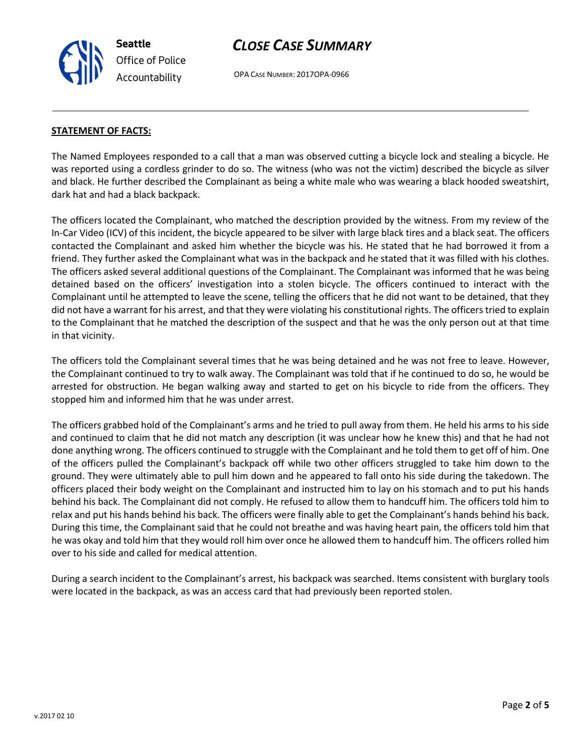**STATEMENT OF FACTS:**

The Named Employees responded to a call that a man was observed cutting a bicycle lock and stealing a bicycle. He was reported using a cordless grinder to do so. The witness (who was not the victim) described the bicycle as silver and black. He further described the Complainant as being a white male who was wearing a black hooded sweatshirt, dark hat and had a black backpack.

The officers located the Complainant, who matched the description provided by the witness. From my review of the In-Car Video (ICV) of this incident, the bicycle appeared to be silver with large black tires and a black seat. The officers contacted the Complainant and asked him whether the bicycle was his. He stated that he had borrowed it from a friend. They further asked the Complainant what was in the backpack and he stated that it was filled with his clothes. The officers asked several additional questions of the Complainant. The Complainant was informed that he was being detained based on the officers' investigation into a stolen bicycle. The officers continued to interact with the Complainant until he attempted to leave the scene, telling the officers that he did not want to be detained, that they did not have a warrant for his arrest, and that they were violating his constitutional rights. The officers tried to explain to the Complainant that he matched the description of the suspect and that he was the only person out at that time in that vicinity.

The officers told the Complainant several times that he was being detained and he was not free to leave. However, the Complainant continued to try to walk away. The Complainant was told that if he continued to do so, he would be arrested for obstruction. He began walking away and started to get on his bicycle to ride from the officers. They stopped him and informed him that he was under arrest.

The officers grabbed hold of the Complainant's arms and he tried to pull away from them. He held his arms to his side and continued to claim that he did not match any description (it was unclear how he knew this) and that he had not done anything wrong. The officers continued to struggle with the Complainant and he told them to get off of him. One of the officers pulled the Complainant's backpack off while two other officers struggled to take him down to the ground. They were ultimately able to pull him down and he appeared to fall onto his side during the takedown. The officers placed their body weight on the Complainant and instructed him to lay on his stomach and to put his hands behind his back. The Complainant did not comply. He refused to allow them to handcuff him. The officers told him to relax and put his hands behind his back. The officers were finally able to get the Complainant's hands behind his back. During this time, the Complainant said that he could not breathe and was having heart pain, the officers told him that he was okay and told him that they would roll him over once he allowed them to handcuff him. The officers rolled him over to his side and called for medical attention.

During a search incident to the Complainant's arrest, his backpack was searched. Items consistent with burglary tools were located in the backpack, as was an access card that had previously been reported stolen.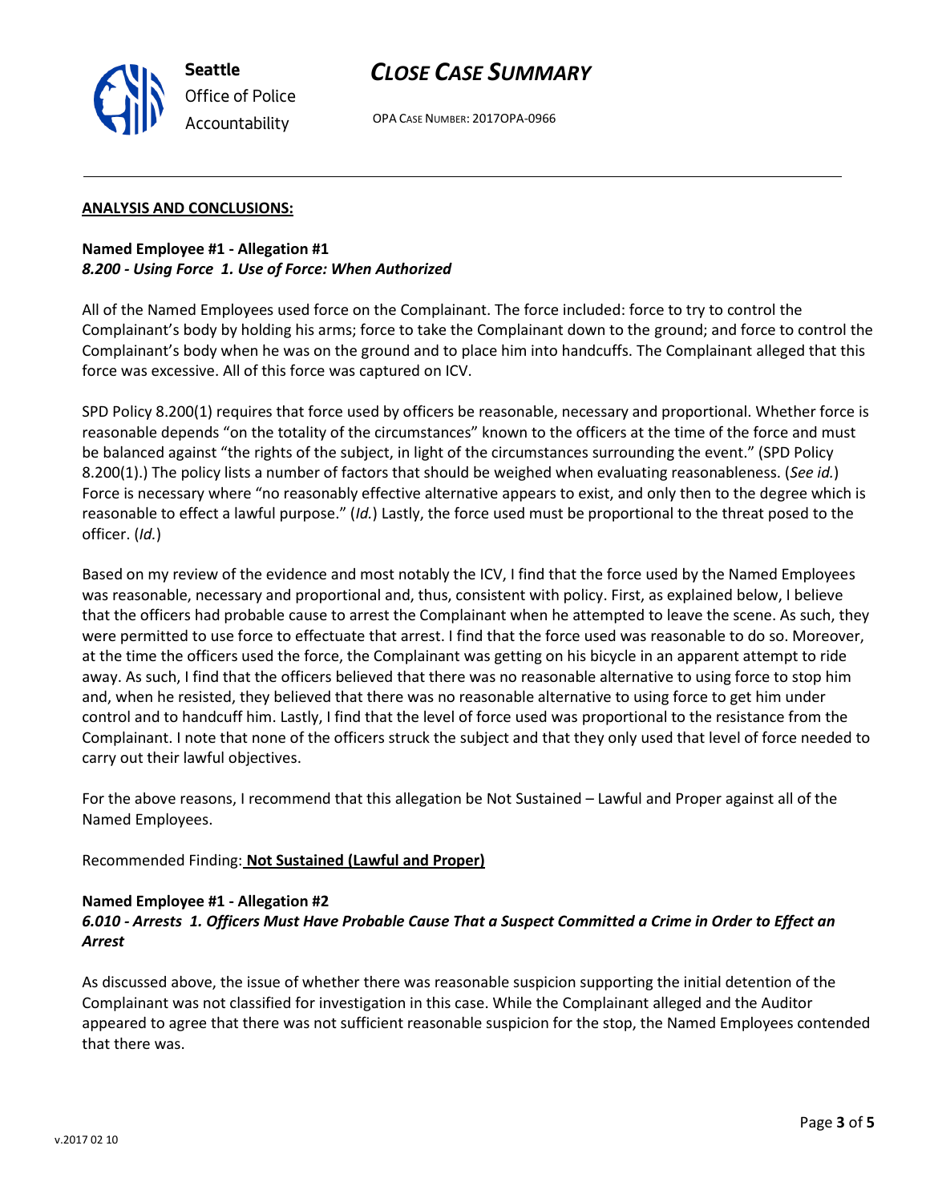**ANALYSIS AND CONCLUSIONS:**

**Named Employee #1 - Allegation #1**
***8.200 - Using Force 1. Use of Force: When Authorized***

All of the Named Employees used force on the Complainant. The force included: force to try to control the Complainant's body by holding his arms; force to take the Complainant down to the ground; and force to control the Complainant's body when he was on the ground and to place him into handcuffs. The Complainant alleged that this force was excessive. All of this force was captured on ICV.

SPD Policy 8.200(1) requires that force used by officers be reasonable, necessary and proportional. Whether force is reasonable depends "on the totality of the circumstances" known to the officers at the time of the force and must be balanced against "the rights of the subject, in light of the circumstances surrounding the event." (SPD Policy 8.200(1).) The policy lists a number of factors that should be weighed when evaluating reasonableness. (*See id.*) Force is necessary where "no reasonably effective alternative appears to exist, and only then to the degree which is reasonable to effect a lawful purpose." (*Id.*) Lastly, the force used must be proportional to the threat posed to the officer. (*Id.*)

Based on my review of the evidence and most notably the ICV, I find that the force used by the Named Employees was reasonable, necessary and proportional and, thus, consistent with policy. First, as explained below, I believe that the officers had probable cause to arrest the Complainant when he attempted to leave the scene. As such, they were permitted to use force to effectuate that arrest. I find that the force used was reasonable to do so. Moreover, at the time the officers used the force, the Complainant was getting on his bicycle in an apparent attempt to ride away. As such, I find that the officers believed that there was no reasonable alternative to using force to stop him and, when he resisted, they believed that there was no reasonable alternative to using force to get him under control and to handcuff him. Lastly, I find that the level of force used was proportional to the resistance from the Complainant. I note that none of the officers struck the subject and that they only used that level of force needed to carry out their lawful objectives.

For the above reasons, I recommend that this allegation be Not Sustained – Lawful and Proper against all of the Named Employees.

Recommended Finding: **Not Sustained (Lawful and Proper)**

**Named Employee #1 - Allegation #2**
***6.010 - Arrests 1. Officers Must Have Probable Cause That a Suspect Committed a Crime in Order to Effect an Arrest***

As discussed above, the issue of whether there was reasonable suspicion supporting the initial detention of the Complainant was not classified for investigation in this case. While the Complainant alleged and the Auditor appeared to agree that there was not sufficient reasonable suspicion for the stop, the Named Employees contended that there was.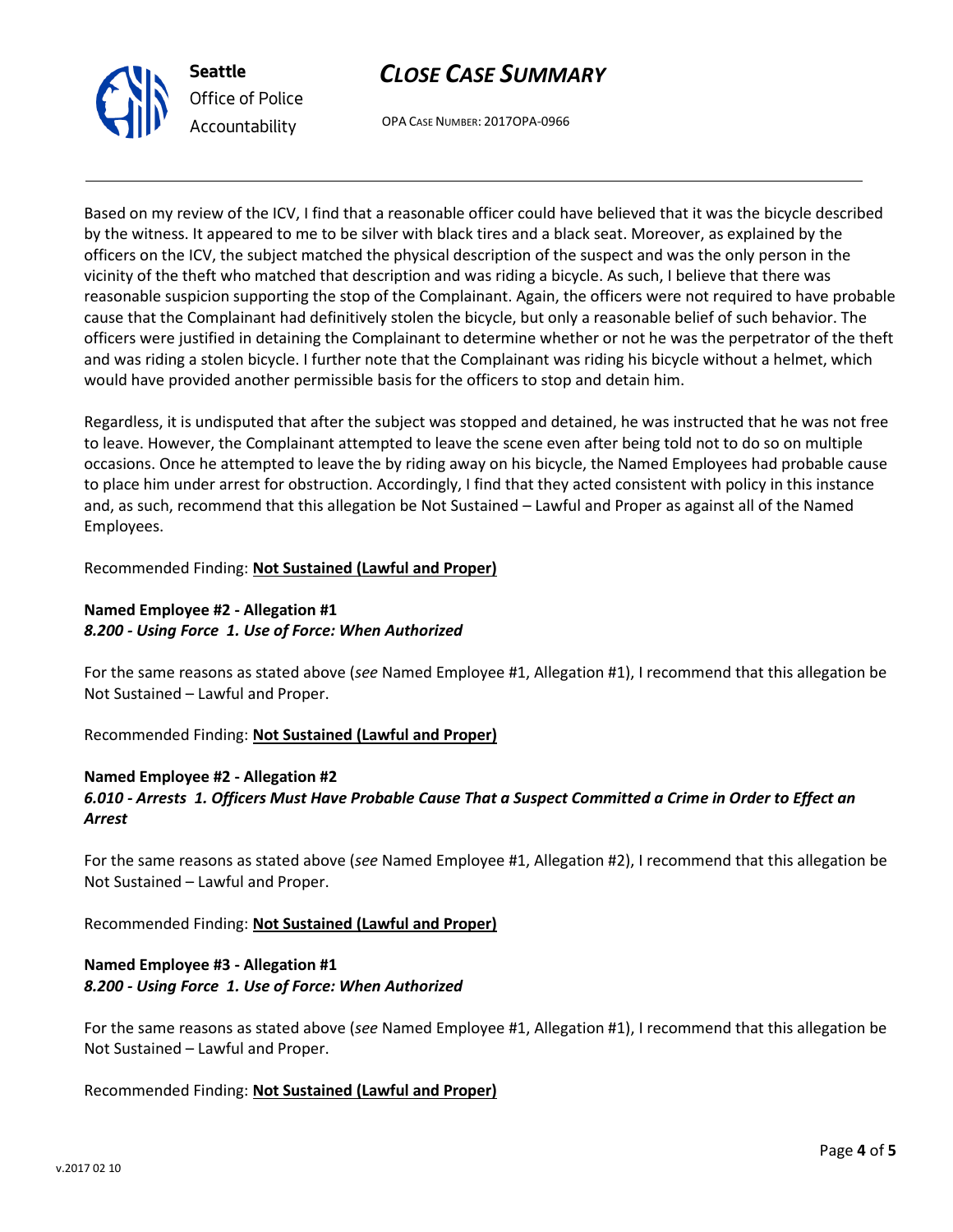Based on my review of the ICV, I find that a reasonable officer could have believed that it was the bicycle described by the witness. It appeared to me to be silver with black tires and a black seat. Moreover, as explained by the officers on the ICV, the subject matched the physical description of the suspect and was the only person in the vicinity of the theft who matched that description and was riding a bicycle. As such, I believe that there was reasonable suspicion supporting the stop of the Complainant. Again, the officers were not required to have probable cause that the Complainant had definitively stolen the bicycle, but only a reasonable belief of such behavior. The officers were justified in detaining the Complainant to determine whether or not he was the perpetrator of the theft and was riding a stolen bicycle. I further note that the Complainant was riding his bicycle without a helmet, which would have provided another permissible basis for the officers to stop and detain him.

Regardless, it is undisputed that after the subject was stopped and detained, he was instructed that he was not free to leave. However, the Complainant attempted to leave the scene even after being told not to do so on multiple occasions. Once he attempted to leave the by riding away on his bicycle, the Named Employees had probable cause to place him under arrest for obstruction. Accordingly, I find that they acted consistent with policy in this instance and, as such, recommend that this allegation be Not Sustained – Lawful and Proper as against all of the Named Employees.

Recommended Finding: **Not Sustained (Lawful and Proper)**

**Named Employee #2 - Allegation #1**
***8.200 - Using Force 1. Use of Force: When Authorized***

For the same reasons as stated above (*see* Named Employee #1, Allegation #1), I recommend that this allegation be Not Sustained – Lawful and Proper.

Recommended Finding: **Not Sustained (Lawful and Proper)**

**Named Employee #2 - Allegation #2**
***6.010 - Arrests 1. Officers Must Have Probable Cause That a Suspect Committed a Crime in Order to Effect an Arrest***

For the same reasons as stated above (*see* Named Employee #1, Allegation #2), I recommend that this allegation be Not Sustained – Lawful and Proper.

Recommended Finding: **Not Sustained (Lawful and Proper)**

**Named Employee #3 - Allegation #1**
***8.200 - Using Force 1. Use of Force: When Authorized***

For the same reasons as stated above (*see* Named Employee #1, Allegation #1), I recommend that this allegation be Not Sustained – Lawful and Proper.

Recommended Finding: **Not Sustained (Lawful and Proper)**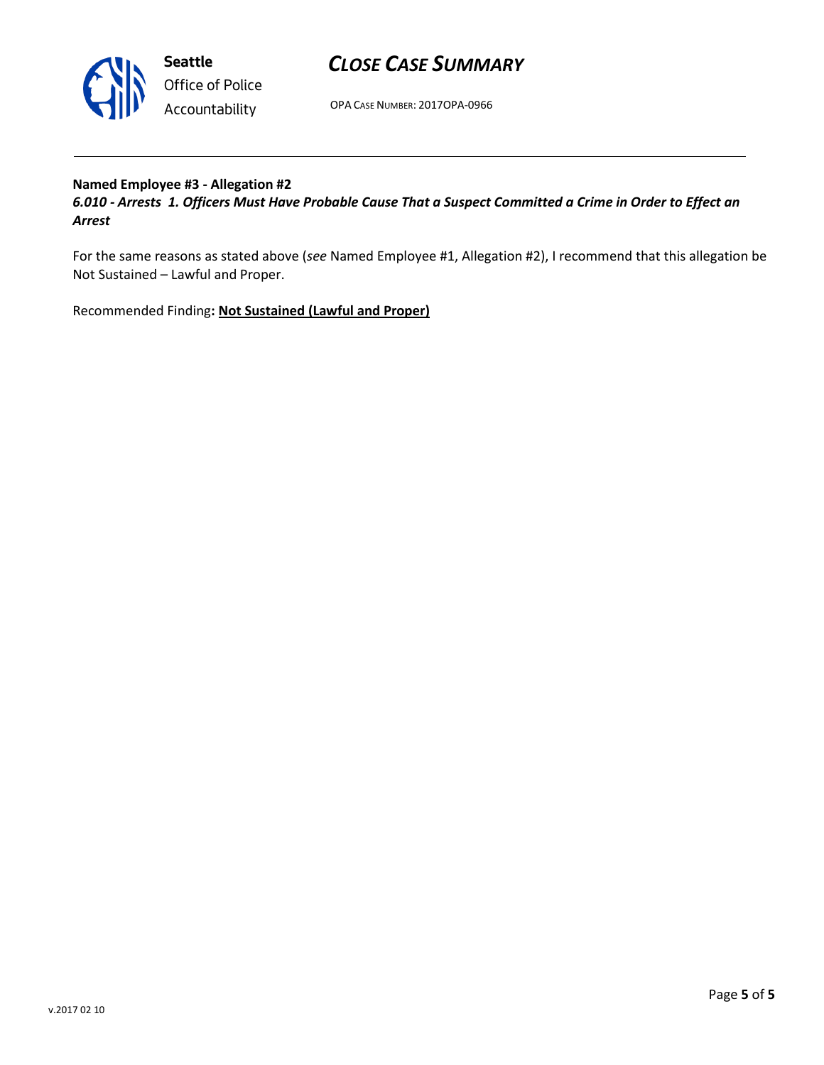**Named Employee #3 - Allegation #2**
***6.010 - Arrests 1. Officers Must Have Probable Cause That a Suspect Committed a Crime in Order to Effect an Arrest***

For the same reasons as stated above (*see* Named Employee #1, Allegation #2), I recommend that this allegation be Not Sustained – Lawful and Proper.

Recommended Finding**: Not Sustained (Lawful and Proper)**